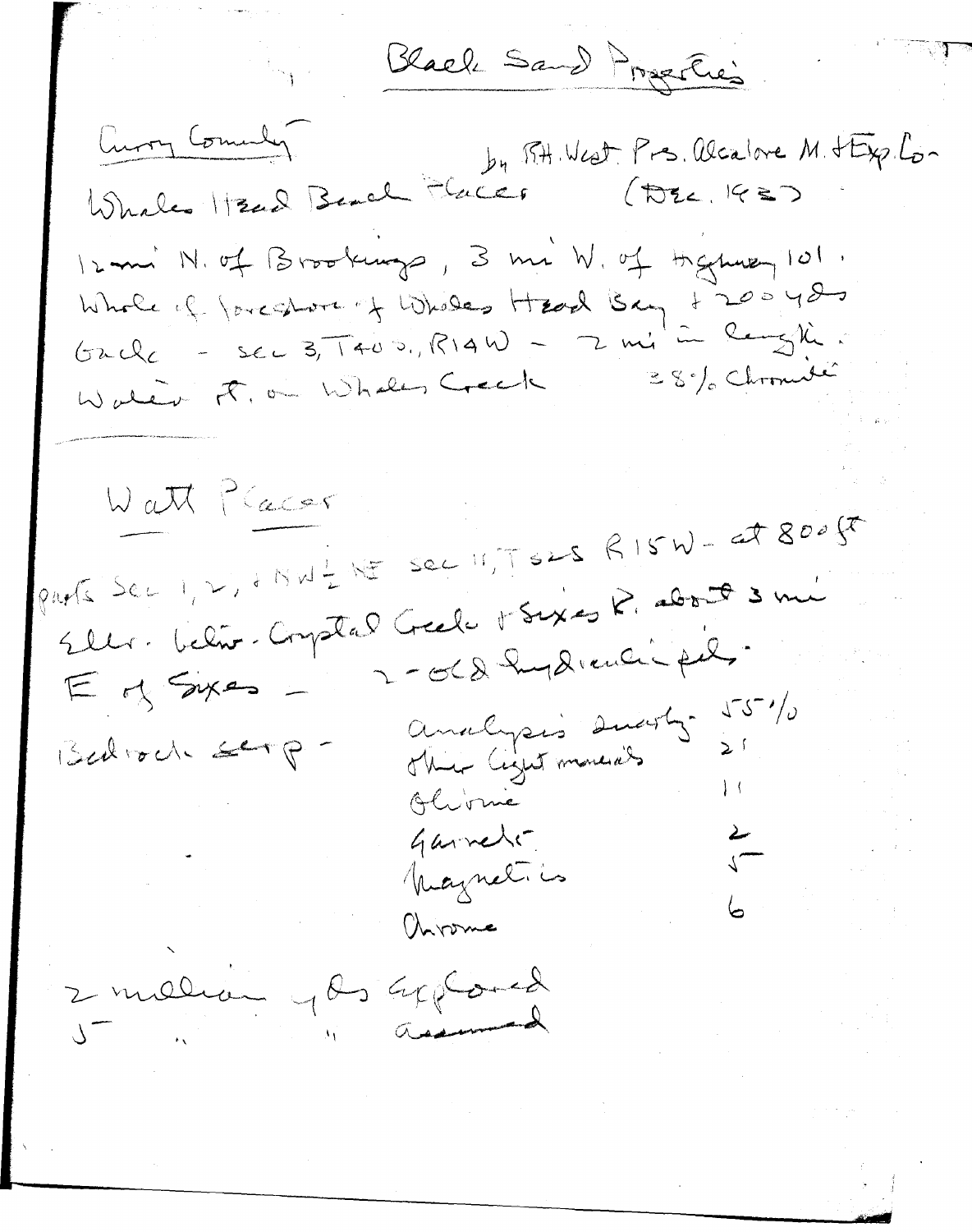# Black Sand Properties

Curry County

by R.H. West Pres. Alcalore M. & Exp. Co.
(Dec. 1937)

## Whales Head Beach Placer

12 mi N. of Brookings, 3 mi W. of Highway 101.
Whole of foreshore of Whales Head Bay + 200 yds
Grade - sec 3, T40 S., R14W - 2 mi in length.
Water ft. on Whales Creek — 28% Chromite

## Watt Placer

parts Sec 1, 2, + NW ¼ NE sec 11, T32S R15W - at 800 ft
Elev. below Crystal Creek + Sixes R. about 3 mi
E of Sixes — 2 - old hydraulic pits.

Bedrock serp -

| | |
|---|---|
| analysis quartz | 55 % |
| other light minerals | 21 |
| Olivine | 11 |
| Garnets | 2 |
| Magnetics | 5 |
| Chrome | 6 |

2 million yds explored
5 " " assumed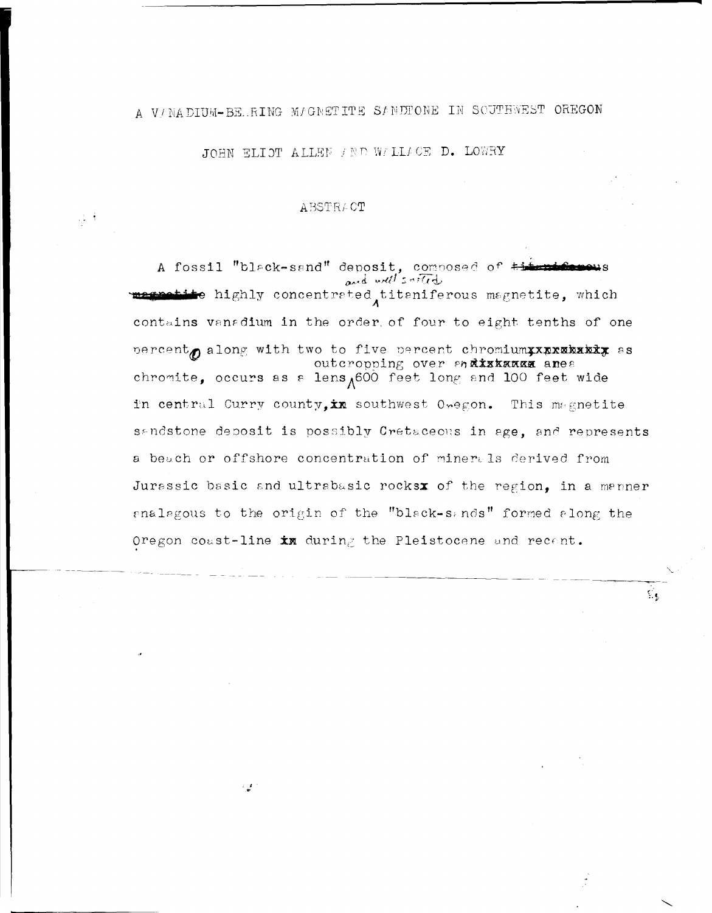# A VANADIUM-BEARING MAGNETITE SANDSTONE IN SOUTHWEST OREGON

JOHN ELIOT ALLEN AND WALLACE D. LOWRY

## ABSTRACT

A fossil "black-sand" deposit, composed of well sorted and highly concentrated titaniferous magnetite, which contains vanadium in the order of four to eight tenths of one percent, along with two to five percent chromium as chromite, occurs as a lens outcropping over an area 600 feet long and 100 feet wide in central Curry county, southwest Oregon. This magnetite sandstone deposit is possibly Cretaceous in age, and represents a beach or offshore concentration of minerals derived from Jurassic basic and ultrabasic rocks of the region, in a manner analagous to the origin of the "black-sands" formed along the Oregon coast-line during the Pleistocene and recent.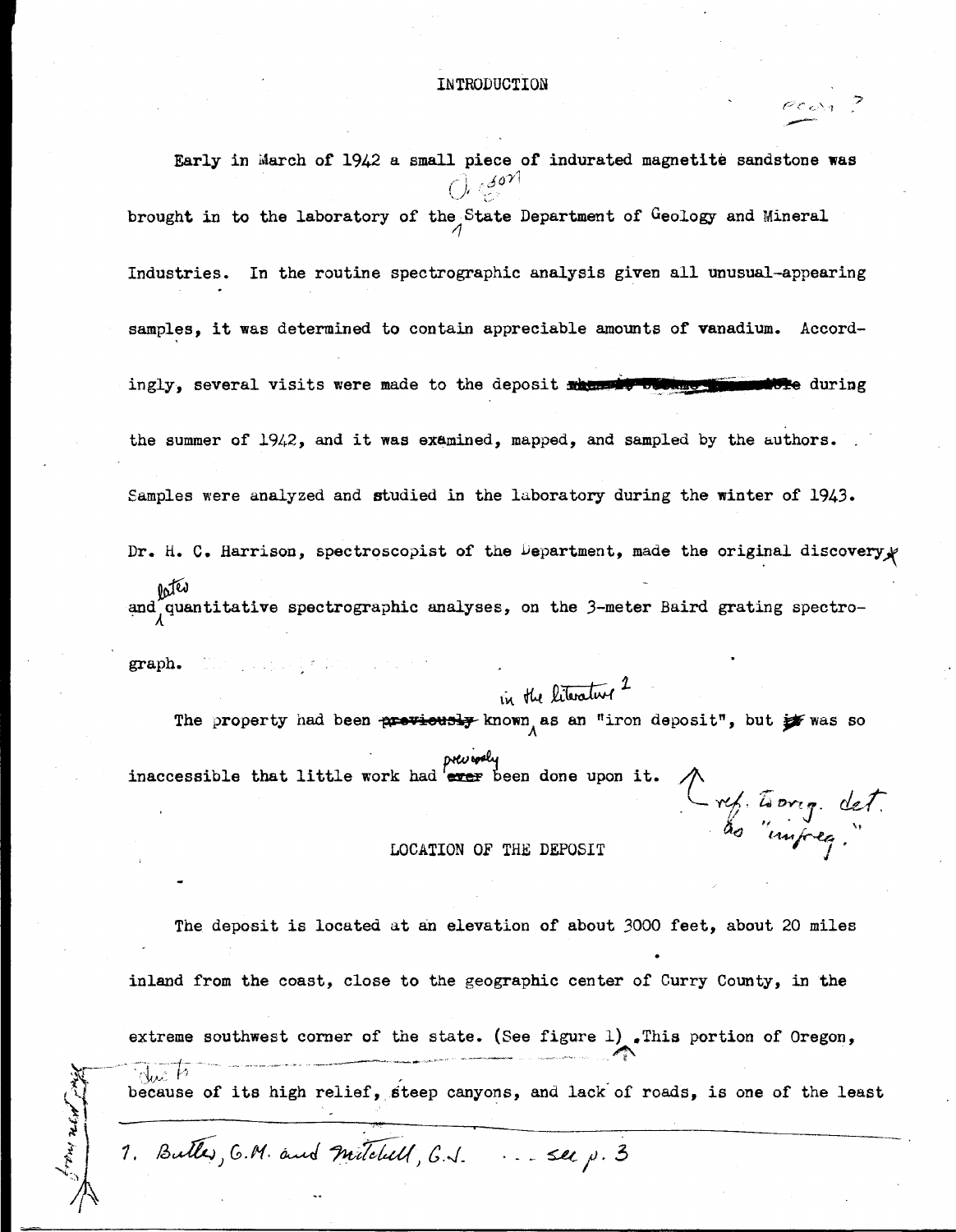## INTRODUCTION

Early in March of 1942 a small piece of indurated magnetite sandstone was brought in to the laboratory of the Oregon State Department of Geology and Mineral Industries. In the routine spectrographic analysis given all unusual-appearing samples, it was determined to contain appreciable amounts of vanadium. Accordingly, several visits were made to the deposit during the summer of 1942, and it was examined, mapped, and sampled by the authors. Samples were analyzed and studied in the laboratory during the winter of 1943. Dr. H. C. Harrison, spectroscopist of the Department, made the original discovery and later quantitative spectrographic analyses, on the 3-meter Baird grating spectrograph.

The property had been known in the literature[1] as an "iron deposit", but was so inaccessible that little work had previously been done upon it.

## LOCATION OF THE DEPOSIT

The deposit is located at an elevation of about 3000 feet, about 20 miles inland from the coast, close to the geographic center of Curry County, in the extreme southwest corner of the state. (See figure 1). This portion of Oregon, due to its high relief, steep canyons, and lack of roads, is one of the least

---

1. Butler, G.M. and Mitchell, G.J. ... see p. 3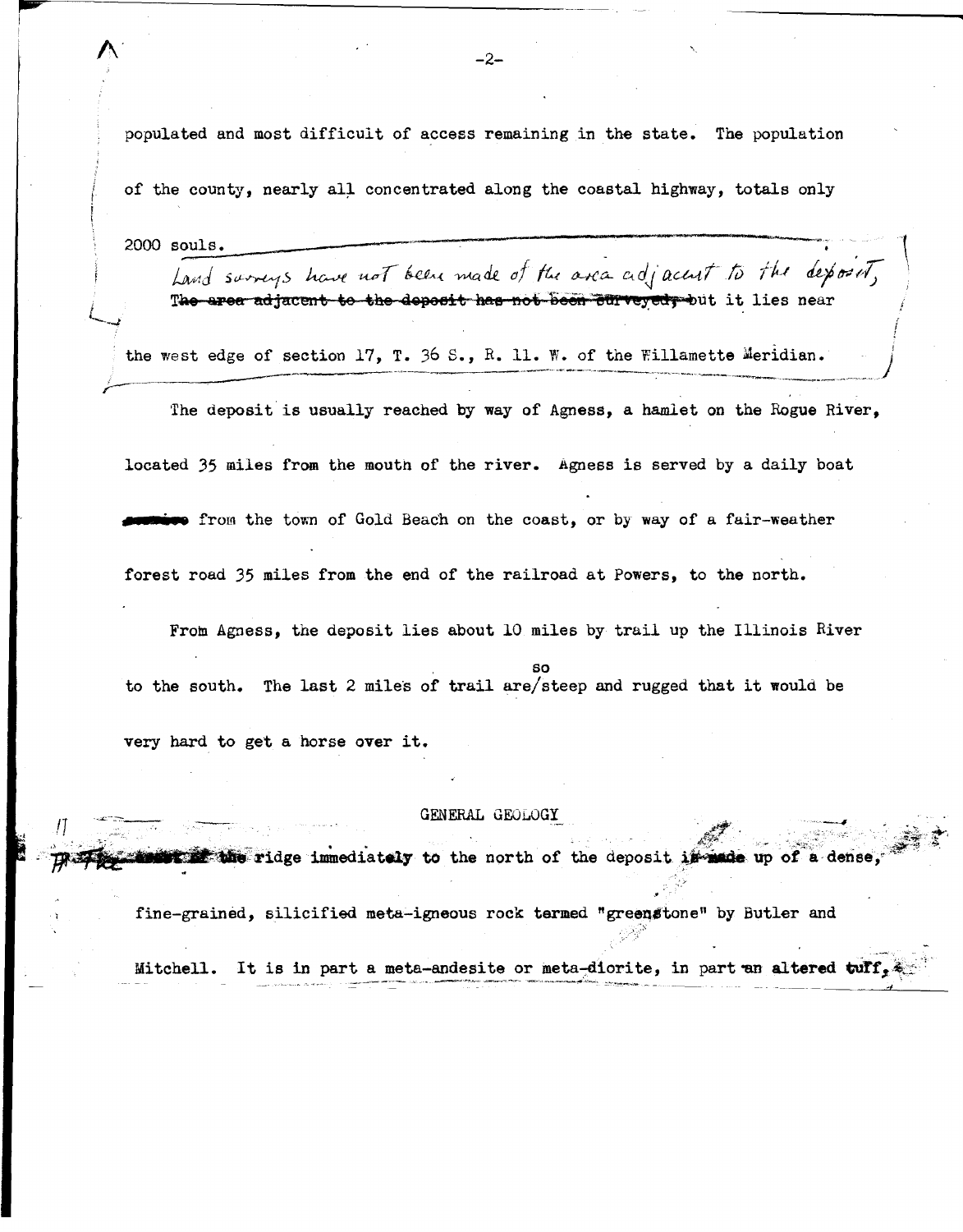populated and most difficult of access remaining in the state. The population of the county, nearly all concentrated along the coastal highway, totals only 2000 souls.

Land surveys have not been made of the area adjacent to the deposit, but it lies near the west edge of section 17, T. 36 S., R. 11. W. of the Willamette Meridian.

The deposit is usually reached by way of Agness, a hamlet on the Rogue River, located 35 miles from the mouth of the river. Agness is served by a daily boat from the town of Gold Beach on the coast, or by way of a fair-weather forest road 35 miles from the end of the railroad at Powers, to the north.

From Agness, the deposit lies about 10 miles by trail up the Illinois River to the south. The last 2 miles of trail are so steep and rugged that it would be very hard to get a horse over it.

## GENERAL GEOLOGY

The ridge immediately to the north of the deposit is made up of a dense, fine-grained, silicified meta-igneous rock termed "greenstone" by Butler and Mitchell. It is in part a meta-andesite or meta-diorite, in part an altered tuff,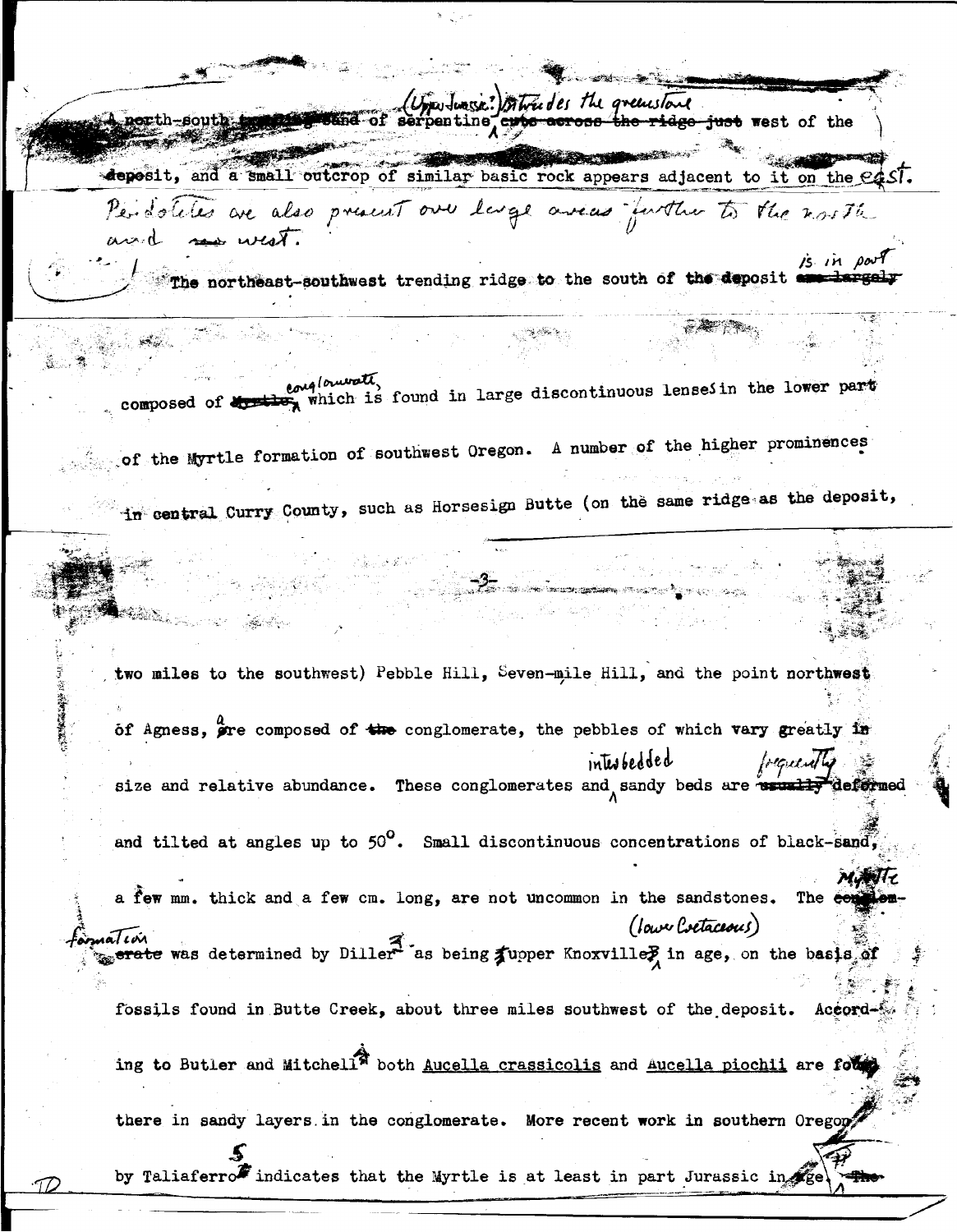(Upper Jurassic?) A north-south band of serpentine intrudes the greenstone west of the deposit, and a small outcrop of similar basic rock appears adjacent to it on the east. Peridotites are also present over large areas further to the north and west.

The northeast-southwest trending ridge to the south of the deposit is in part composed of conglomerate, which is found in large discontinuous lenses in the lower part of the Myrtle formation of southwest Oregon. A number of the higher prominences in central Curry County, such as Horsesign Butte (on the same ridge as the deposit, two miles to the southwest) Pebble Hill, Seven-mile Hill, and the point northwest of Agness, are composed of conglomerate, the pebbles of which vary greatly in size and relative abundance. These conglomerates and interbedded sandy beds are frequently deformed and tilted at angles up to 50°. Small discontinuous concentrations of black-sand, a few mm. thick and a few cm. long, are not uncommon in the sandstones. The Myrtle formation was determined by Diller[3] as being upper Knoxville (lower Cretaceous) in age, on the basis of fossils found in Butte Creek, about three miles southwest of the deposit. According to Butler and Mitchell[4] both Aucella crassicolis and Aucella piochii are found there in sandy layers in the conglomerate. More recent work in southern Oregon by Taliaferro[5] indicates that the Myrtle is at least in part Jurassic in age.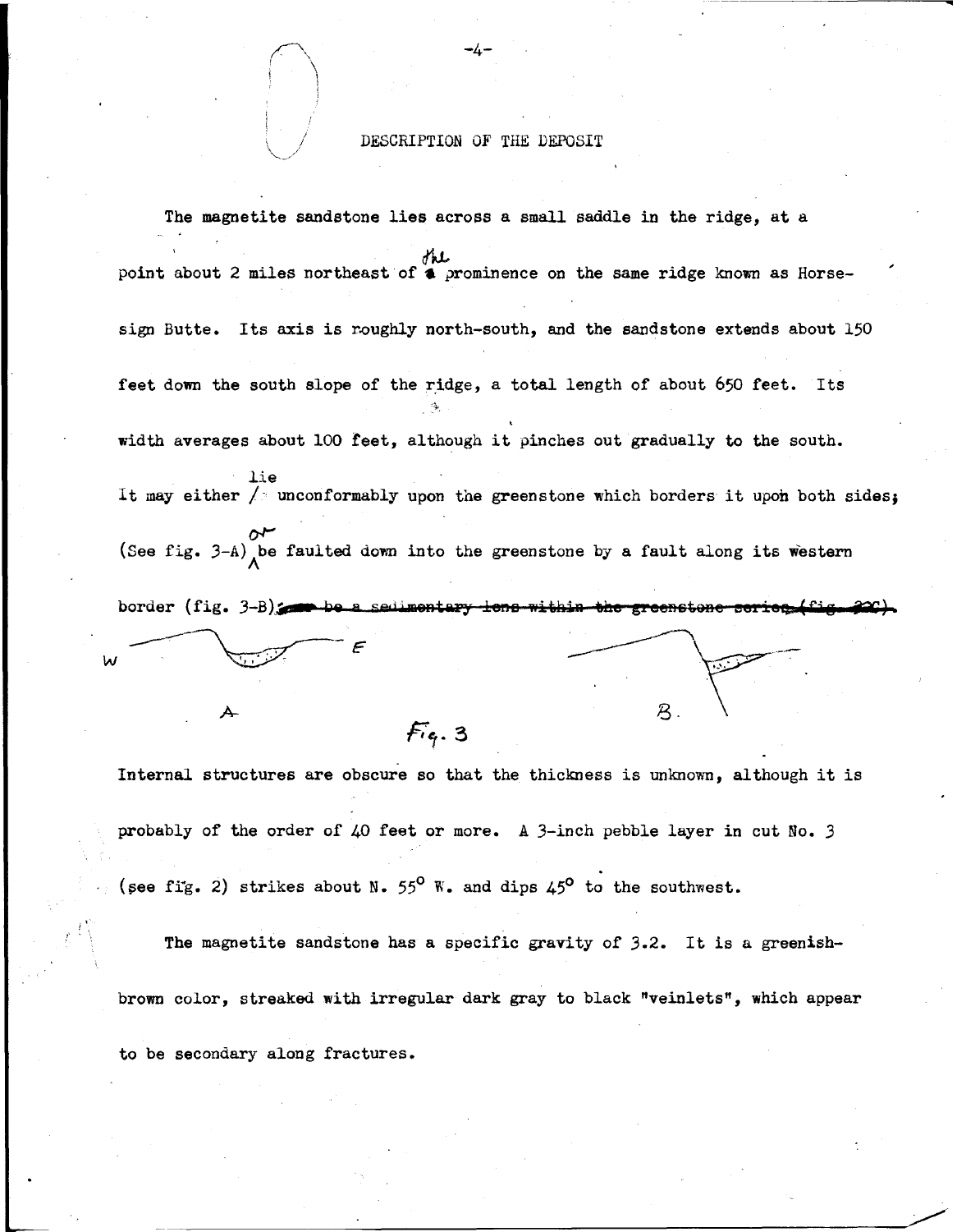## DESCRIPTION OF THE DEPOSIT

The magnetite sandstone lies across a small saddle in the ridge, at a point about 2 miles northeast of the prominence on the same ridge known as Horsesign Butte. Its axis is roughly north-south, and the sandstone extends about 150 feet down the south slope of the ridge, a total length of about 650 feet. Its width averages about 100 feet, although it pinches out gradually to the south. It may either lie unconformably upon the greenstone which borders it upon both sides; (See fig. 3-A) or be faulted down into the greenstone by a fault along its western border (fig. 3-B).

W E

A B.

Fig. 3

Internal structures are obscure so that the thickness is unknown, although it is probably of the order of 40 feet or more. A 3-inch pebble layer in cut No. 3 (see fig. 2) strikes about N. 55° W. and dips 45° to the southwest.

The magnetite sandstone has a specific gravity of 3.2. It is a greenish-brown color, streaked with irregular dark gray to black "veinlets", which appear to be secondary along fractures.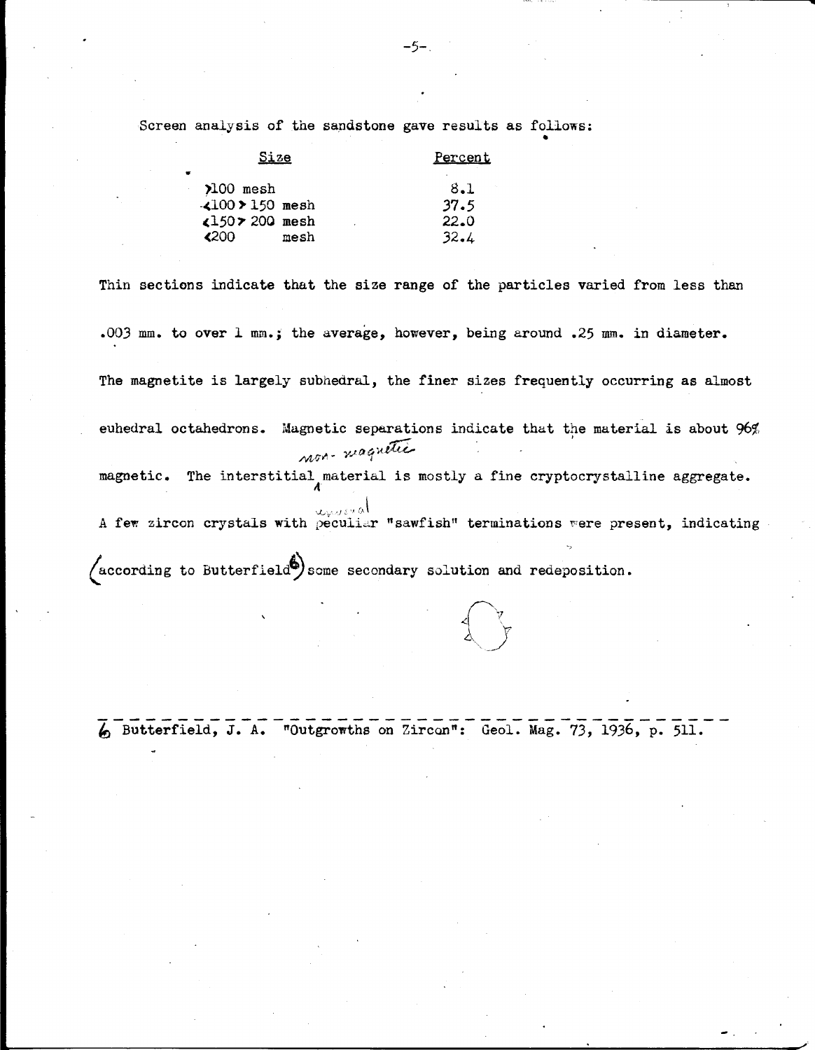Screen analysis of the sandstone gave results as follows:

| Size | Percent |
|---|---|
| >100 mesh | 8.1 |
| <100 > 150 mesh | 37.5 |
| <150 > 200 mesh | 22.0 |
| <200 mesh | 32.4 |

Thin sections indicate that the size range of the particles varied from less than .003 mm. to over 1 mm.; the average, however, being around .25 mm. in diameter. The magnetite is largely subhedral, the finer sizes frequently occurring as almost euhedral octahedrons. Magnetic separations indicate that the material is about 96% magnetic. The interstitial non-magnetic material is mostly a fine cryptocrystalline aggregate. A few zircon crystals with unusual peculiar "sawfish" terminations were present, indicating (according to Butterfield[6]) some secondary solution and redeposition.

---

[6] Butterfield, J. A. "Outgrowths on Zircon": Geol. Mag. 73, 1936, p. 511.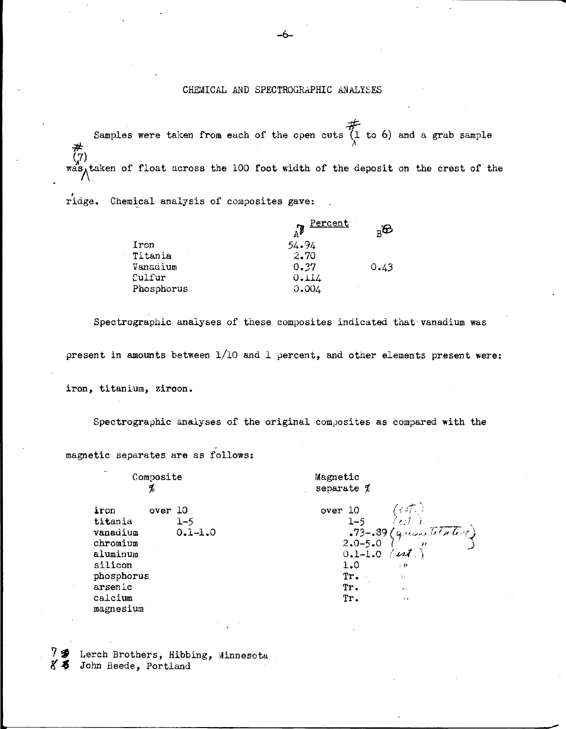## CHEMICAL AND SPECTROGRAPHIC ANALYSES

Samples were taken from each of the open cuts (#1 to 6) and a grab sample (#7) was taken of float across the 100 foot width of the deposit on the crest of the ridge. Chemical analysis of composites gave:

| | Percent A[7] | B[8] |
|---|---|---|
| Iron | 54.94 | |
| Titania | 2.70 | |
| Vanadium | 0.37 | 0.43 |
| Sulfur | 0.114 | |
| Phosphorus | 0.004 | |

Spectrographic analyses of these composites indicated that vanadium was present in amounts between 1/10 and 1 percent, and other elements present were: iron, titanium, zircon.

Spectrographic analyses of the original composites as compared with the magnetic separates are as follows:

| | Composite % | Magnetic separate % |
|---|---|---|
| iron | over 10 | over 10 (est.) |
| titania | 1-5 | 1-5 (est.) |
| vanadium | 0.1-1.0 | .73-.89 (quantitative) |
| chromium | | 2.0-5.0 ( " ) |
| aluminum | | 0.1-1.0 (est.) |
| silicon | | 1.0 " |
| phosphorus | | Tr. " |
| arsenic | | Tr. " |
| calcium | | Tr. " |
| magnesium | | |

7 Lerch Brothers, Hibbing, Minnesota
8 John Beede, Portland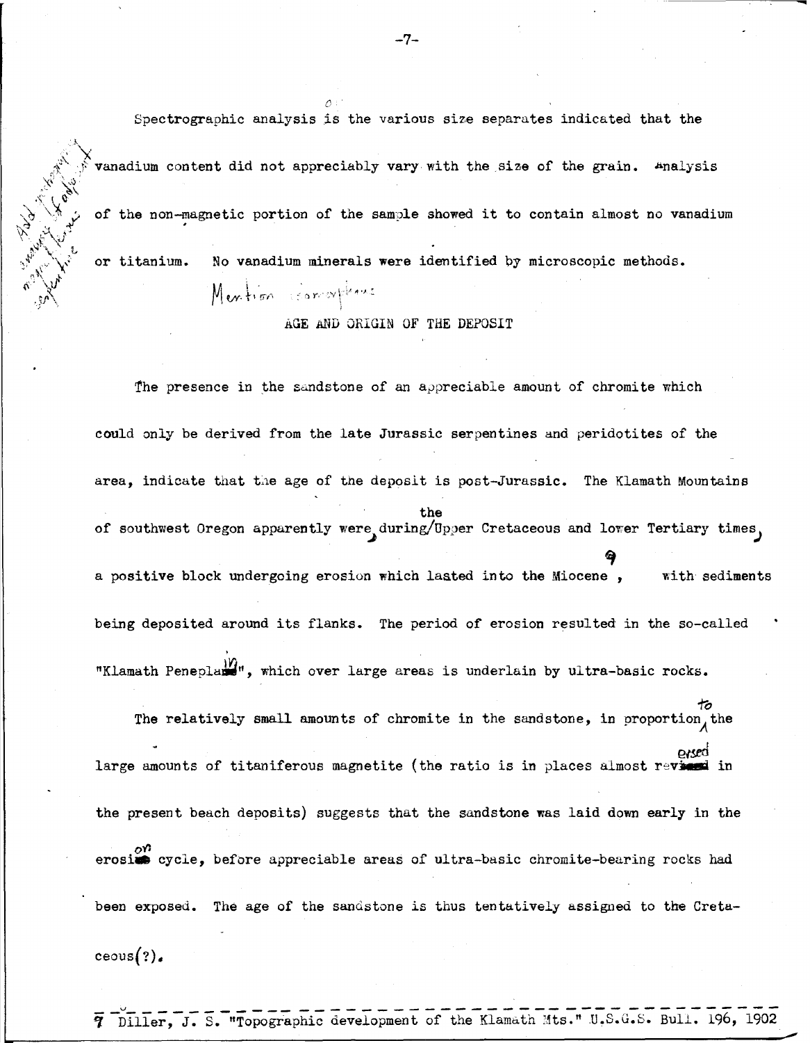Spectrographic analysis is the various size separates indicated that the vanadium content did not appreciably vary with the size of the grain. Analysis of the non-magnetic portion of the sample showed it to contain almost no vanadium or titanium. No vanadium minerals were identified by microscopic methods.

## AGE AND ORIGIN OF THE DEPOSIT

The presence in the sandstone of an appreciable amount of chromite which could only be derived from the late Jurassic serpentines and peridotites of the area, indicate that the age of the deposit is post-Jurassic. The Klamath Mountains of southwest Oregon apparently were, during the Upper Cretaceous and lower Tertiary times, a positive block undergoing erosion which lasted into the Miocene [9], with sediments being deposited around its flanks. The period of erosion resulted in the so-called "Klamath Peneplain", which over large areas is underlain by ultra-basic rocks.

The relatively small amounts of chromite in the sandstone, in proportion to the large amounts of titaniferous magnetite (the ratio is in places almost reversed in the present beach deposits) suggests that the sandstone was laid down early in the erosion cycle, before appreciable areas of ultra-basic chromite-bearing rocks had been exposed. The age of the sandstone is thus tentatively assigned to the Cretaceous(?).

---

9 Diller, J. S. "Topographic development of the Klamath Mts." U.S.G.S. Bull. 196, 1902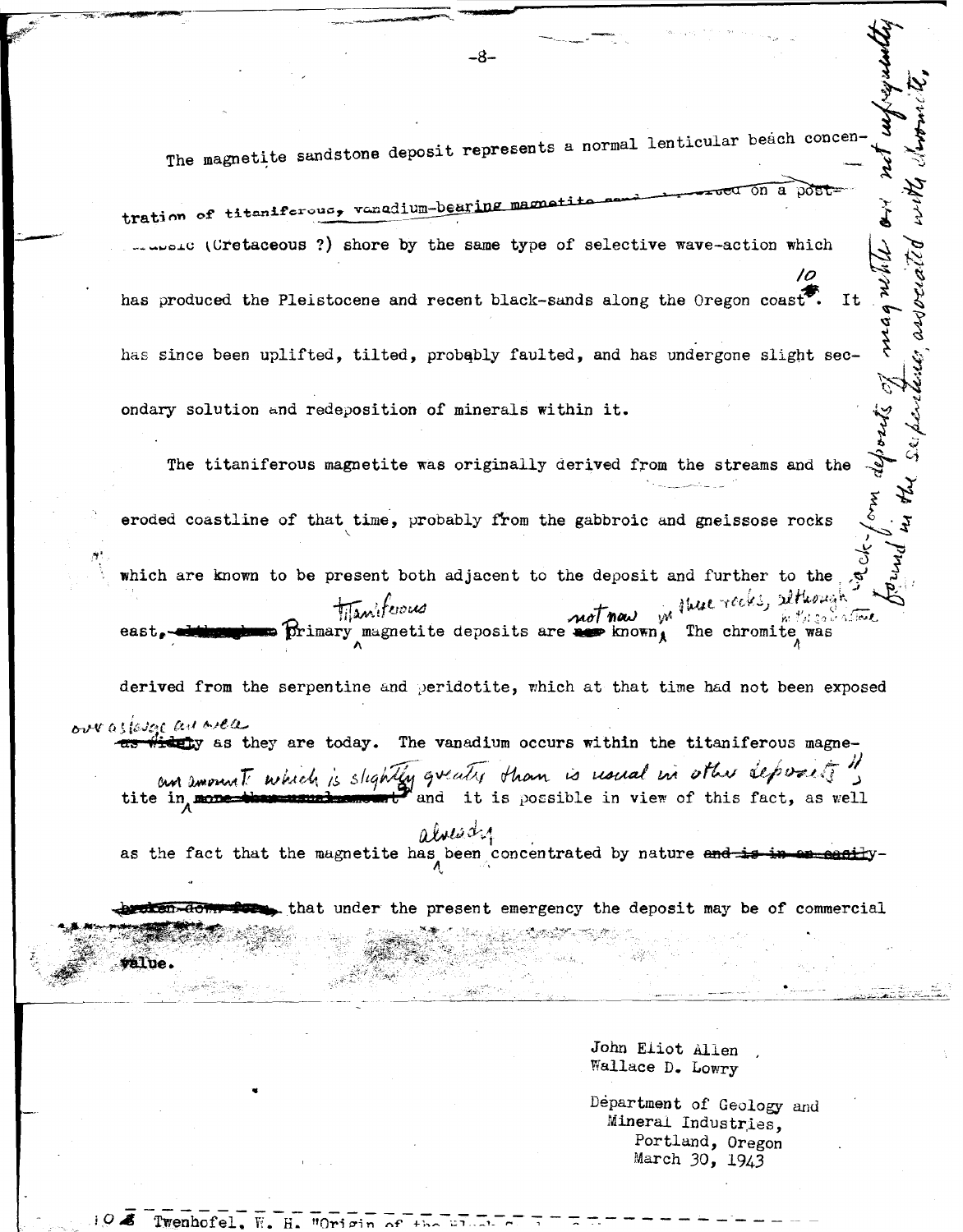The magnetite sandstone deposit represents a normal lenticular beach concentration of titaniferous, vanadium-bearing magnetite sand ... on a post-... (Cretaceous ?) shore by the same type of selective wave-action which has produced the Pleistocene and recent black-sands along the Oregon coast[10]. It has since been uplifted, tilted, probably faulted, and has undergone slight secondary solution and redeposition of minerals within it.

The titaniferous magnetite was originally derived from the streams and the eroded coastline of that time, probably from the gabbroic and gneissose rocks which are known to be present both adjacent to the deposit and further to the east. Titaniferous primary magnetite deposits are not now known in these rocks, although sack-form deposits of magnetite are not unfrequently found in the serpentines associated with chromite. The chromite was derived from the serpentine and peridotite, which at that time had not been exposed over as large an area as they are today. The vanadium occurs within the titaniferous magnetite in an amount which is slightly greater than is usual in other deposits, and it is possible in view of this fact, as well as the fact that the magnetite has already been concentrated by nature, that under the present emergency the deposit may be of commercial value.

John Eliot Allen
Wallace D. Lowry

Department of Geology and Mineral Industries,
Portland, Oregon
March 30, 1943

---

10 Twenhofel, W. H. "Origin of the Black Sands ...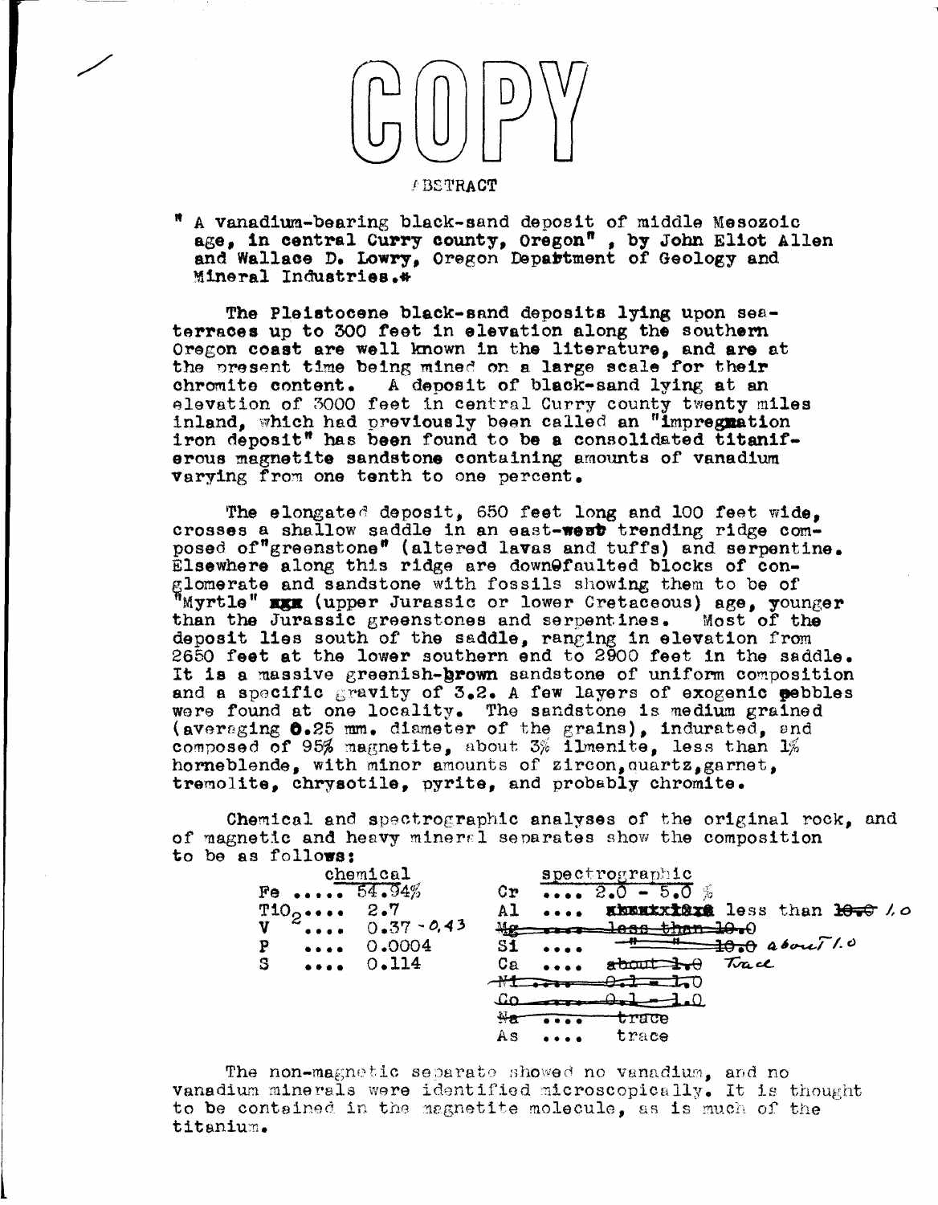# COPY

ABSTRACT

" A vanadium-bearing black-sand deposit of middle Mesozoic age, in central Curry county, Oregon" , by John Eliot Allen and Wallace D. Lowry, Oregon Department of Geology and Mineral Industries.*

The Pleistocene black-sand deposits lying upon sea-terraces up to 300 feet in elevation along the southern Oregon coast are well known in the literature, and are at the present time being mined on a large scale for their chromite content. A deposit of black-sand lying at an elevation of 3000 feet in central Curry county twenty miles inland, which had previously been called an "impregnation iron deposit" has been found to be a consolidated titaniferous magnetite sandstone containing amounts of vanadium varying from one tenth to one percent.

The elongated deposit, 650 feet long and 100 feet wide, crosses a shallow saddle in an east-west trending ridge composed of "greenstone" (altered lavas and tuffs) and serpentine. Elsewhere along this ridge are downfaulted blocks of conglomerate and sandstone with fossils showing them to be of "Myrtle" (upper Jurassic or lower Cretaceous) age, younger than the Jurassic greenstones and serpentines. Most of the deposit lies south of the saddle, ranging in elevation from 2650 feet at the lower southern end to 2900 feet in the saddle. It is a massive greenish-brown sandstone of uniform composition and a specific gravity of 3.2. A few layers of exogenic pebbles were found at one locality. The sandstone is medium grained (averaging 0.25 mm. diameter of the grains), indurated, and composed of 95% magnetite, about 3% ilmenite, less than 1% horneblende, with minor amounts of zircon, quartz, garnet, tremolite, chrysotile, pyrite, and probably chromite.

Chemical and spectrographic analyses of the original rock, and of magnetic and heavy mineral separates show the composition to be as follows:

| chemical | | spectrographic | |
|---|---|---|---|
| Fe | 54.94% | Cr | 2.0 - 5.0 % |
| $TiO_2$ | 2.7 | Al | ~~about~~ less than ~~10.0~~ 1.0 |
| V | 0.37 - 0.43 | ~~Mg~~ | ~~less than 10.0~~ |
| P | 0.0004 | Si | ~~" " 10.0~~ about 1.0 |
| S | 0.114 | Ca | ~~about 1.0~~ Trace |
| | | ~~Ni~~ | ~~0.1 - 1.0~~ |
| | | ~~Co~~ | ~~0.1 - 1.0~~ |
| | | ~~Na~~ | ~~trace~~ |
| | | As | trace |

The non-magnetic separate showed no vanadium, and no vanadium minerals were identified microscopically. It is thought to be contained in the magnetite molecule, as is much of the titanium.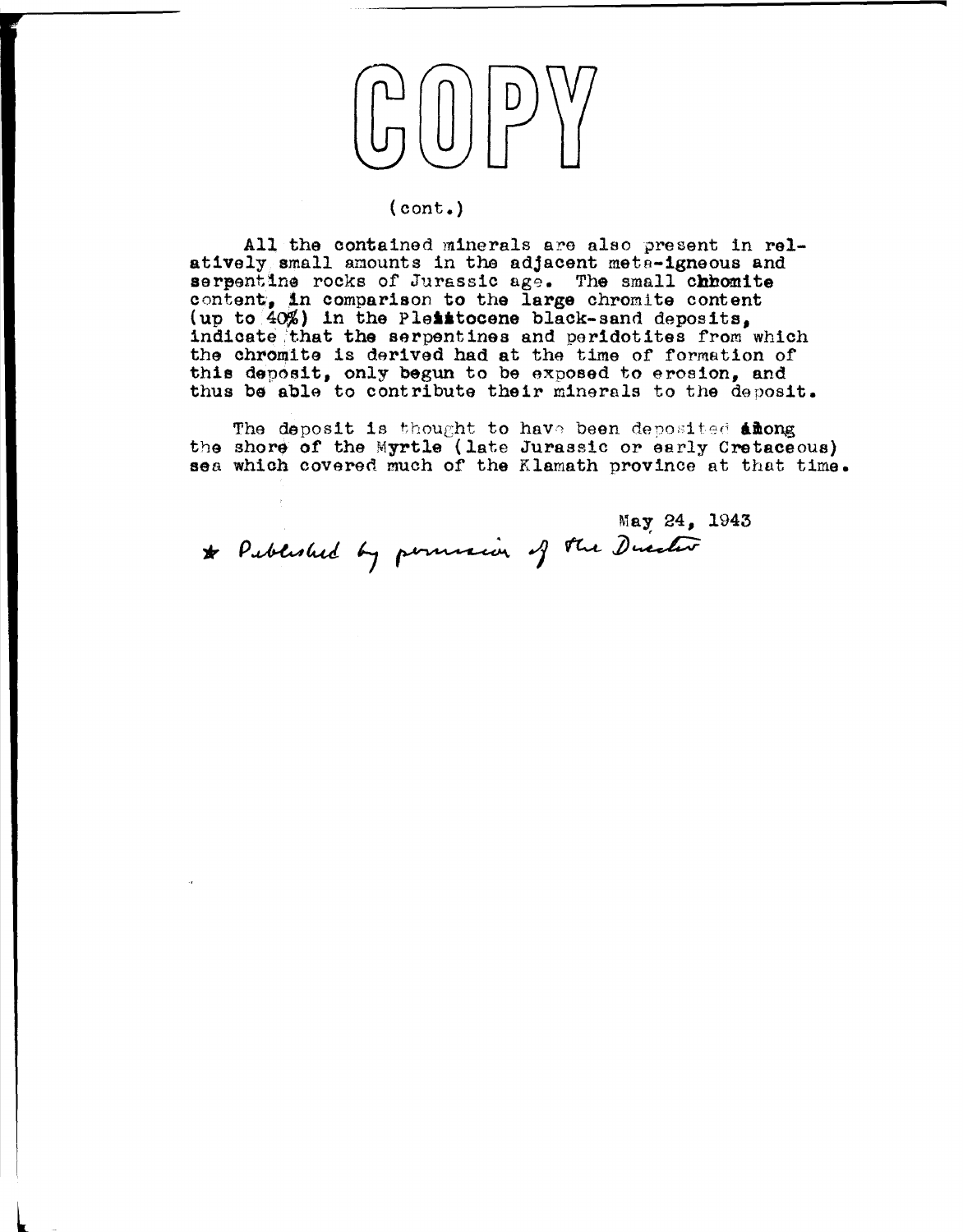# COPY

(cont.)

All the contained minerals are also present in relatively small amounts in the adjacent meta-igneous and serpentine rocks of Jurassic age. The small chromite content, in comparison to the large chromite content (up to 40%) in the Pleistocene black-sand deposits, indicate that the serpentines and peridotites from which the chromite is derived had at the time of formation of this deposit, only begun to be exposed to erosion, and thus be able to contribute their minerals to the deposit.

The deposit is thought to have been deposited along the shore of the Myrtle (late Jurassic or early Cretaceous) sea which covered much of the Klamath province at that time.

May 24, 1943

\* Published by permission of the Director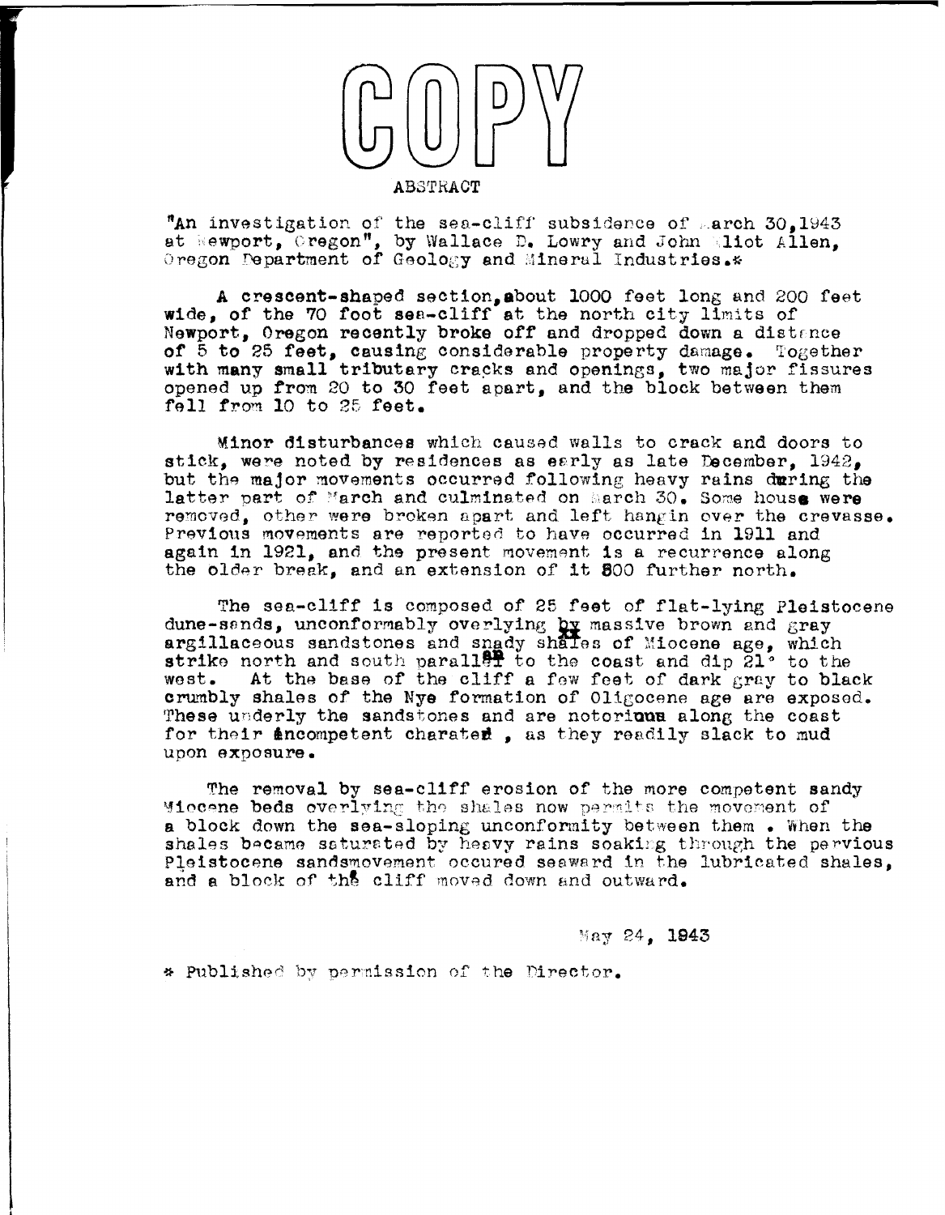# COPY

## ABSTRACT

"An investigation of the sea-cliff subsidence of March 30,1943 at Newport, Oregon", by Wallace D. Lowry and John Eliot Allen, Oregon Department of Geology and Mineral Industries.*

A crescent-shaped section, about 1000 feet long and 200 feet wide, of the 70 foot sea-cliff at the north city limits of Newport, Oregon recently broke off and dropped down a distance of 5 to 25 feet, causing considerable property damage. Together with many small tributary cracks and openings, two major fissures opened up from 20 to 30 feet apart, and the block between them fell from 10 to 25 feet.

Minor disturbances which caused walls to crack and doors to stick, were noted by residences as early as late December, 1942, but the major movements occurred following heavy rains during the latter part of March and culminated on March 30. Some house were removed, other were broken apart and left hangin over the crevasse. Previous movements are reported to have occurred in 1911 and again in 1921, and the present movement is a recurrence along the older break, and an extension of it 800 further north.

The sea-cliff is composed of 25 feet of flat-lying Pleistocene dune-sands, unconformably overlying by massive brown and gray argillaceous sandstones and sandy shales of Miocene age, which strike north and south parallel to the coast and dip 21° to the west. At the base of the cliff a few feet of dark gray to black crumbly shales of the Nye formation of Oligocene age are exposed. These underly the sandstones and are notorious along the coast for their incompetent charater, as they readily slack to mud upon exposure.

The removal by sea-cliff erosion of the more competent sandy Miocene beds overlying the shales now permits the movement of a block down the sea-sloping unconformity between them. When the shales became saturated by heavy rains soaking through the pervious Pleistocene sandsmovement occured seaward in the lubricated shales, and a block of the cliff moved down and outward.

May 24, 1943

\* Published by permission of the Director.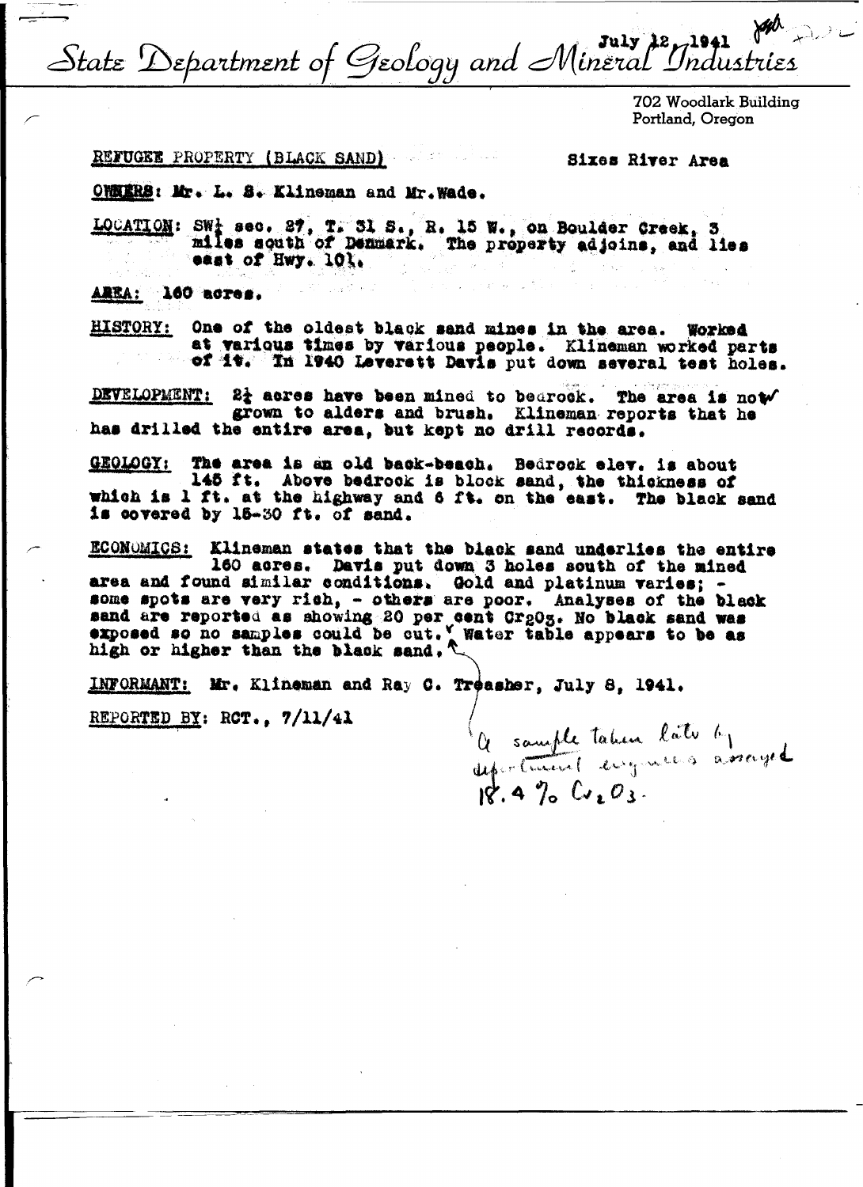State Department of Geology and Mineral Industries

July 12, 1941

702 Woodlark Building
Portland, Oregon

REFUGEE PROPERTY (BLACK SAND) Sixes River Area

OWNERS: Mr. L. S. Klineman and Mr. Wade.

LOCATION: SW¼ sec. 27, T. 31 S., R. 15 W., on Boulder Creek, 3 miles south of Denmark. The property adjoins, and lies east of Hwy. 101.

AREA: 160 acres.

HISTORY: One of the oldest black sand mines in the area. Worked at various times by various people. Klineman worked parts of it. In 1940 Leverett Davis put down several test holes.

DEVELOPMENT: 2½ acres have been mined to bedrock. The area is now grown to alders and brush. Klineman reports that he has drilled the entire area, but kept no drill records.

GEOLOGY: The area is an old back-beach. Bedrock elev. is about 145 ft. Above bedrock is block sand, the thickness of which is 1 ft. at the highway and 6 ft. on the east. The black sand is covered by 15-30 ft. of sand.

ECONOMICS: Klineman states that the black sand underlies the entire 160 acres. Davis put down 3 holes south of the mined area and found similar conditions. Gold and platinum varies; - some spots are very rich, - others are poor. Analyses of the black sand are reported as showing 20 per cent $Cr_2O_3$. No black sand was exposed so no samples could be cut. Water table appears to be as high or higher than the black sand.

INFORMANT: Mr. Klineman and Ray C. Treasher, July 8, 1941.

REPORTED BY: RCT., 7/11/41

A sample taken later by department engineers assayed 18.4 % $Cr_2O_3$.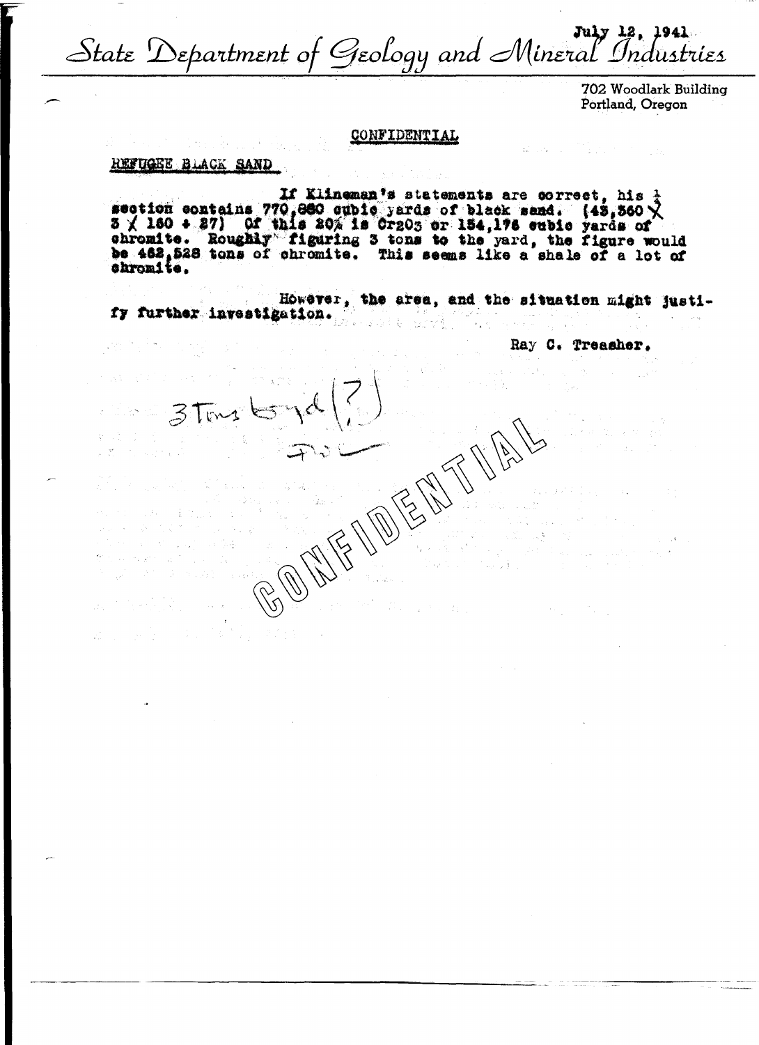State Department of Geology and Mineral Industries

July 12, 1941

702 Woodlark Building
Portland, Oregon

CONFIDENTIAL

REFUGEE BLACK SAND

If Klineman's statements are correct, his ¼ section contains 770,880 cubic yards of black sand. (43,360 X 3 X 160 + 27) Of this 20% is $Cr_2O_3$ or 154,176 cubic yards of chromite. Roughly figuring 3 tons to the yard, the figure would be 462,528 tons of chromite. This seems like a shale of a lot of chromite.

However, the area, and the situation might justify further investigation.

Ray C. Treasher.

3 Tons to yd (?)

CONFIDENTIAL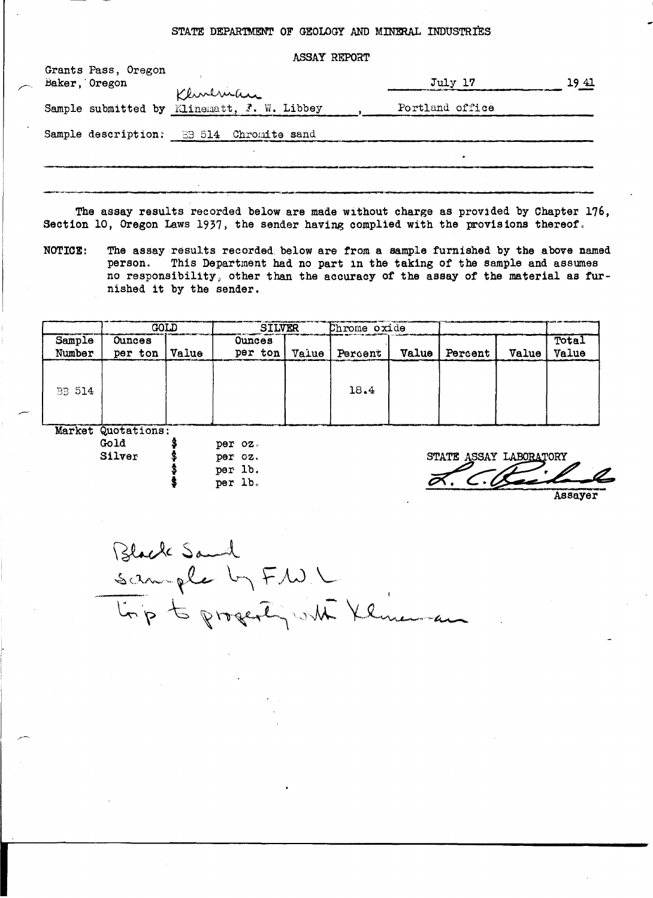STATE DEPARTMENT OF GEOLOGY AND MINERAL INDUSTRIES

ASSAY REPORT

Grants Pass, Oregon
Baker, Oregon

July 17 19 41

Kleinman

Sample submitted by Klinematt, F. W. Libbey , Portland office

Sample description: BB 514 Chromite sand

The assay results recorded below are made without charge as provided by Chapter 176, Section 10, Oregon Laws 1937, the sender having complied with the provisions thereof.

**NOTICE:** The assay results recorded below are from a sample furnished by the above named person. This Department had no part in the taking of the sample and assumes no responsibility, other than the accuracy of the assay of the material as furnished it by the sender.

| | GOLD | | SILVER | | Chrome oxide | | | | |
|---|---|---|---|---|---|---|---|---|---|
| Sample Number | Ounces per ton | Value | Ounces per ton | Value | Percent | Value | Percent | Value | Total Value |
| BB 514 | | | | | 18.4 | | | | |

Market Quotations:
Gold $ per oz.
Silver $ per oz.
$ per lb.
$ per lb.

STATE ASSAY LABORATORY

L. C. Reinhold
Assayer

Black Sand
sample by FWL
trip to property with Kleinman